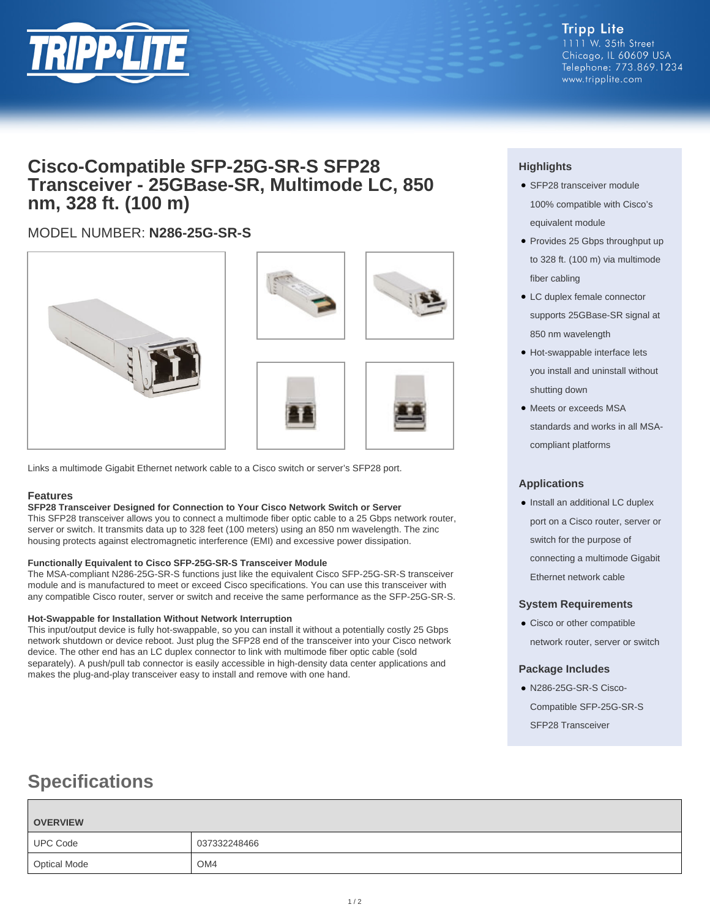Tripp Lite
1111 W. 35th Street
Chicago, IL 60609 USA
Telephone: 773.869.1234
www.tripplite.com

# Cisco-Compatible SFP-25G-SR-S SFP28 Transceiver - 25GBase-SR, Multimode LC, 850 nm, 328 ft. (100 m)

MODEL NUMBER: **N286-25G-SR-S**

Links a multimode Gigabit Ethernet network cable to a Cisco switch or server's SFP28 port.

## Features

**SFP28 Transceiver Designed for Connection to Your Cisco Network Switch or Server**
This SFP28 transceiver allows you to connect a multimode fiber optic cable to a 25 Gbps network router, server or switch. It transmits data up to 328 feet (100 meters) using an 850 nm wavelength. The zinc housing protects against electromagnetic interference (EMI) and excessive power dissipation.

**Functionally Equivalent to Cisco SFP-25G-SR-S Transceiver Module**
The MSA-compliant N286-25G-SR-S functions just like the equivalent Cisco SFP-25G-SR-S transceiver module and is manufactured to meet or exceed Cisco specifications. You can use this transceiver with any compatible Cisco router, server or switch and receive the same performance as the SFP-25G-SR-S.

**Hot-Swappable for Installation Without Network Interruption**
This input/output device is fully hot-swappable, so you can install it without a potentially costly 25 Gbps network shutdown or device reboot. Just plug the SFP28 end of the transceiver into your Cisco network device. The other end has an LC duplex connector to link with multimode fiber optic cable (sold separately). A push/pull tab connector is easily accessible in high-density data center applications and makes the plug-and-play transceiver easy to install and remove with one hand.

## Highlights

- SFP28 transceiver module 100% compatible with Cisco's equivalent module
- Provides 25 Gbps throughput up to 328 ft. (100 m) via multimode fiber cabling
- LC duplex female connector supports 25GBase-SR signal at 850 nm wavelength
- Hot-swappable interface lets you install and uninstall without shutting down
- Meets or exceeds MSA standards and works in all MSA-compliant platforms

## Applications

- Install an additional LC duplex port on a Cisco router, server or switch for the purpose of connecting a multimode Gigabit Ethernet network cable

## System Requirements

- Cisco or other compatible network router, server or switch

## Package Includes

- N286-25G-SR-S Cisco-Compatible SFP-25G-SR-S SFP28 Transceiver

# Specifications

| OVERVIEW | |
|---|---|
| UPC Code | 037332248466 |
| Optical Mode | OM4 |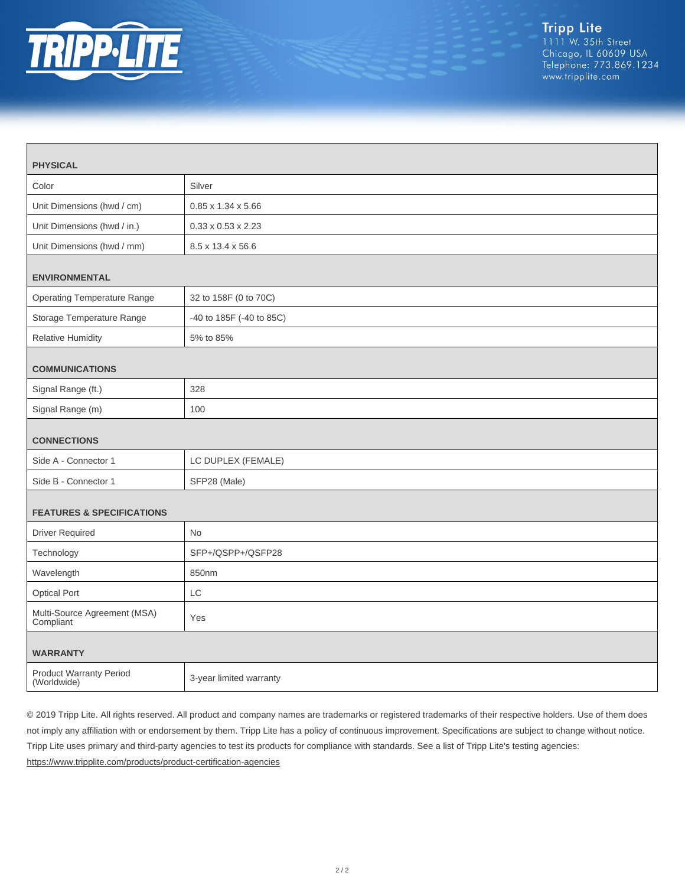Tripp Lite
1111 W. 35th Street
Chicago, IL 60609 USA
Telephone: 773.869.1234
www.tripplite.com

| | |
|---|---|
| **PHYSICAL** | |
| Color | Silver |
| Unit Dimensions (hwd / cm) | 0.85 x 1.34 x 5.66 |
| Unit Dimensions (hwd / in.) | 0.33 x 0.53 x 2.23 |
| Unit Dimensions (hwd / mm) | 8.5 x 13.4 x 56.6 |
| **ENVIRONMENTAL** | |
| Operating Temperature Range | 32 to 158F (0 to 70C) |
| Storage Temperature Range | -40 to 185F (-40 to 85C) |
| Relative Humidity | 5% to 85% |
| **COMMUNICATIONS** | |
| Signal Range (ft.) | 328 |
| Signal Range (m) | 100 |
| **CONNECTIONS** | |
| Side A - Connector 1 | LC DUPLEX (FEMALE) |
| Side B - Connector 1 | SFP28 (Male) |
| **FEATURES & SPECIFICATIONS** | |
| Driver Required | No |
| Technology | SFP+/QSPP+/QSFP28 |
| Wavelength | 850nm |
| Optical Port | LC |
| Multi-Source Agreement (MSA) Compliant | Yes |
| **WARRANTY** | |
| Product Warranty Period (Worldwide) | 3-year limited warranty |

© 2019 Tripp Lite. All rights reserved. All product and company names are trademarks or registered trademarks of their respective holders. Use of them does not imply any affiliation with or endorsement by them. Tripp Lite has a policy of continuous improvement. Specifications are subject to change without notice. Tripp Lite uses primary and third-party agencies to test its products for compliance with standards. See a list of Tripp Lite's testing agencies: https://www.tripplite.com/products/product-certification-agencies